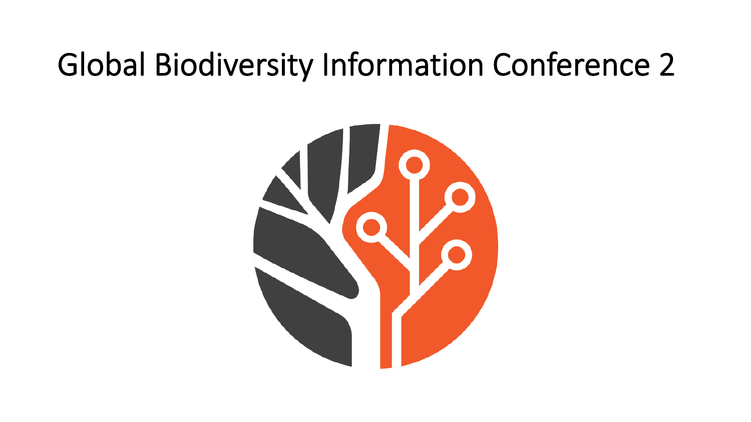# Global Biodiversity Information Conference 2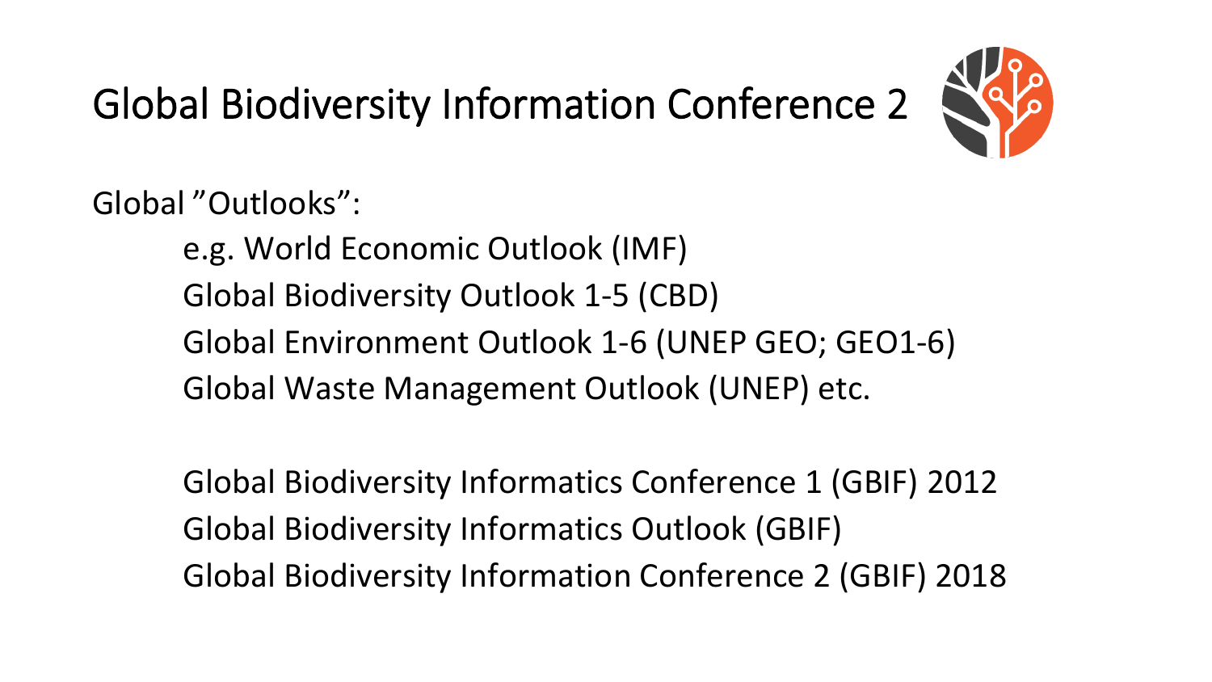# Global Biodiversity Information Conference 2

Global ”Outlooks”:

- e.g. World Economic Outlook (IMF)
- Global Biodiversity Outlook 1-5 (CBD)
- Global Environment Outlook 1-6 (UNEP GEO; GEO1-6)
- Global Waste Management Outlook (UNEP) etc.

- Global Biodiversity Informatics Conference 1 (GBIF) 2012
- Global Biodiversity Informatics Outlook (GBIF)
- Global Biodiversity Information Conference 2 (GBIF) 2018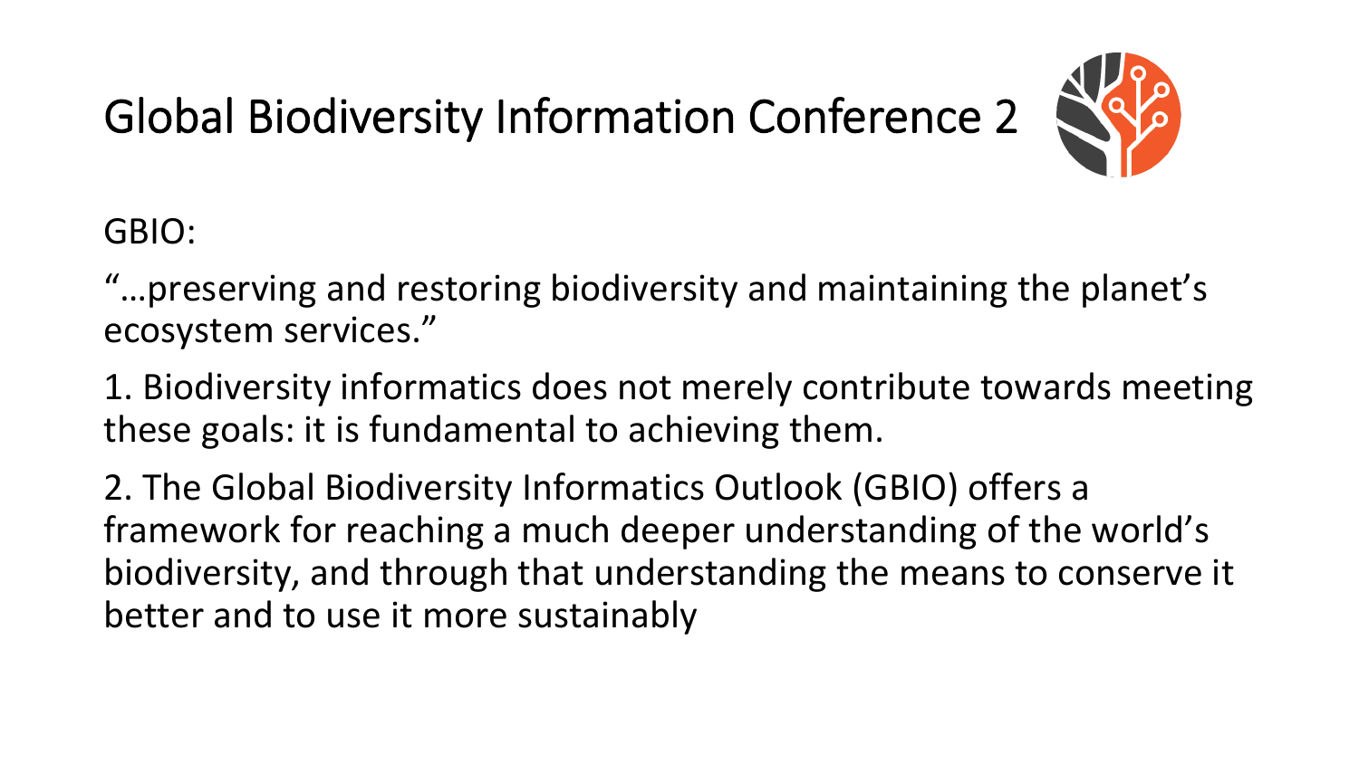# Global Biodiversity Information Conference 2

GBIO:

"…preserving and restoring biodiversity and maintaining the planet's ecosystem services."

1. Biodiversity informatics does not merely contribute towards meeting these goals: it is fundamental to achieving them.

2. The Global Biodiversity Informatics Outlook (GBIO) offers a framework for reaching a much deeper understanding of the world's biodiversity, and through that understanding the means to conserve it better and to use it more sustainably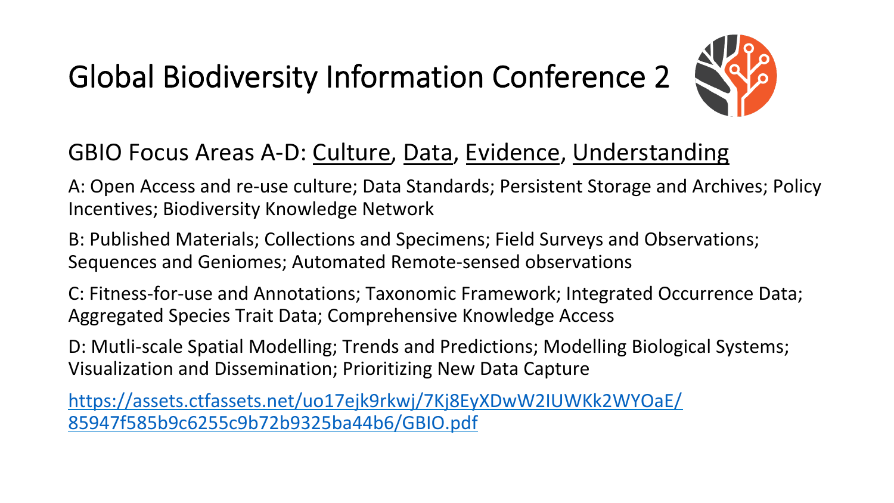# Global Biodiversity Information Conference 2

GBIO Focus Areas A-D: Culture, Data, Evidence, Understanding

A: Open Access and re-use culture; Data Standards; Persistent Storage and Archives; Policy Incentives; Biodiversity Knowledge Network

B: Published Materials; Collections and Specimens; Field Surveys and Observations; Sequences and Geniomes; Automated Remote-sensed observations

C: Fitness-for-use and Annotations; Taxonomic Framework; Integrated Occurrence Data; Aggregated Species Trait Data; Comprehensive Knowledge Access

D: Mutli-scale Spatial Modelling; Trends and Predictions; Modelling Biological Systems; Visualization and Dissemination; Prioritizing New Data Capture

[https://assets.ctfassets.net/uo17ejk9rkwj/7Kj8EyXDwW2IUWKk2WYOaE/85947f585b9c6255c9b72b9325ba44b6/GBIO.pdf](https://assets.ctfassets.net/uo17ejk9rkwj/7Kj8EyXDwW2IUWKk2WYOaE/85947f585b9c6255c9b72b9325ba44b6/GBIO.pdf)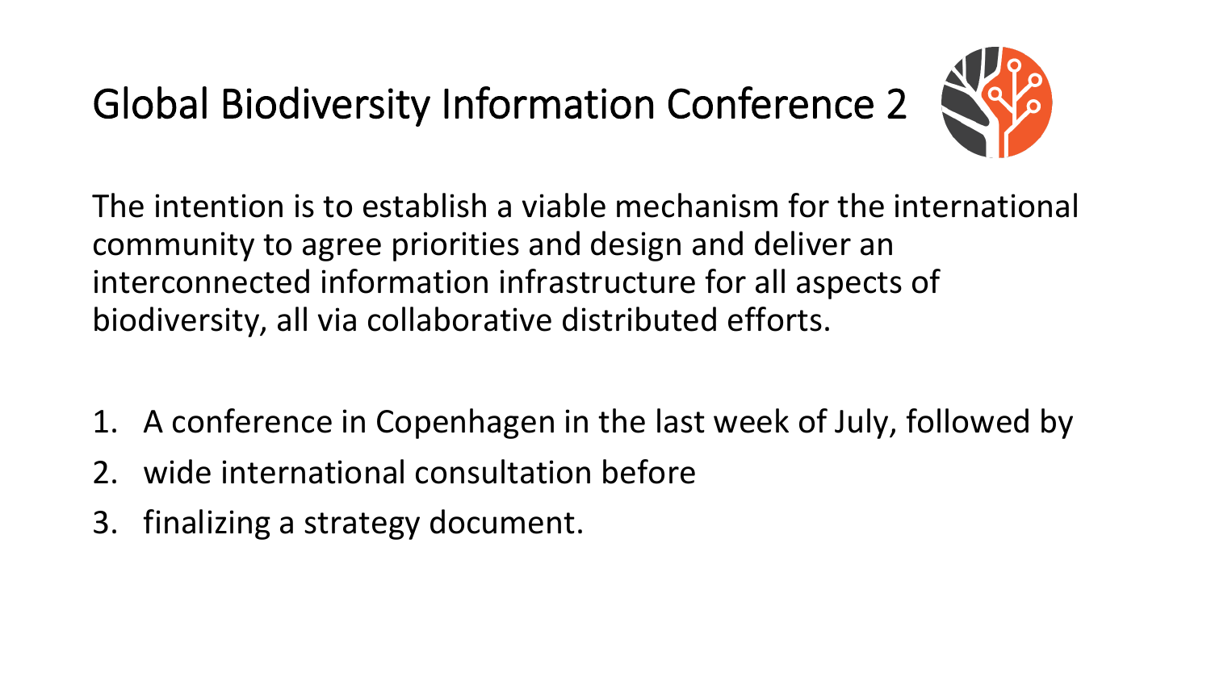# Global Biodiversity Information Conference 2

The intention is to establish a viable mechanism for the international community to agree priorities and design and deliver an interconnected information infrastructure for all aspects of biodiversity, all via collaborative distributed efforts.

1. A conference in Copenhagen in the last week of July, followed by
2. wide international consultation before
3. finalizing a strategy document.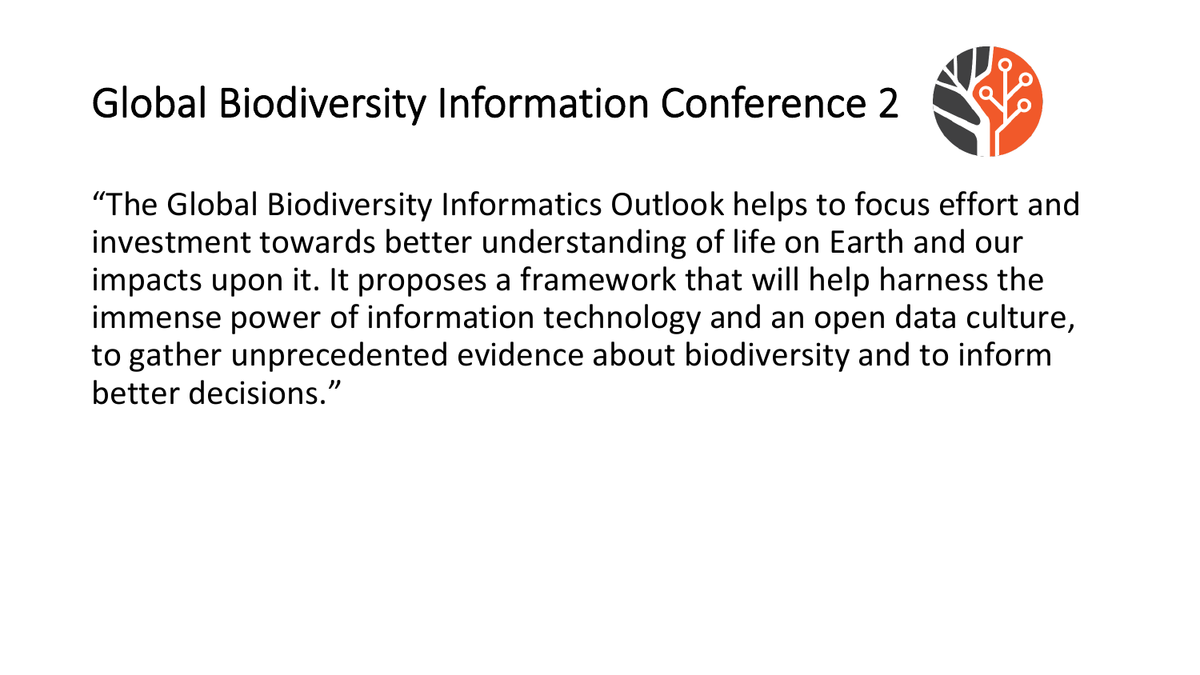# Global Biodiversity Information Conference 2

"The Global Biodiversity Informatics Outlook helps to focus effort and investment towards better understanding of life on Earth and our impacts upon it. It proposes a framework that will help harness the immense power of information technology and an open data culture, to gather unprecedented evidence about biodiversity and to inform better decisions."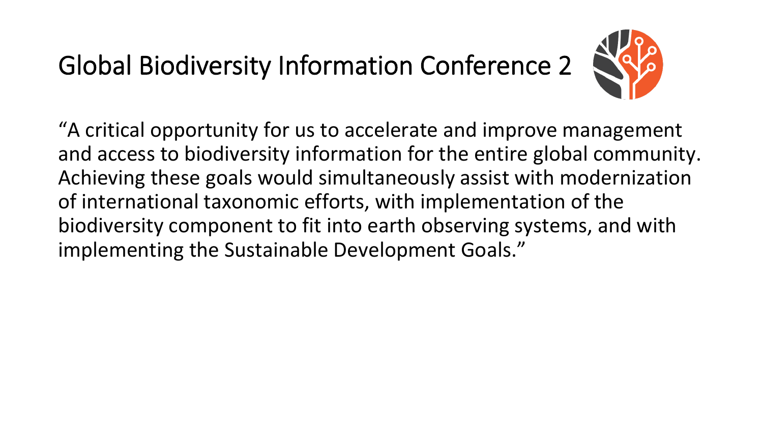# Global Biodiversity Information Conference 2

"A critical opportunity for us to accelerate and improve management and access to biodiversity information for the entire global community. Achieving these goals would simultaneously assist with modernization of international taxonomic efforts, with implementation of the biodiversity component to fit into earth observing systems, and with implementing the Sustainable Development Goals."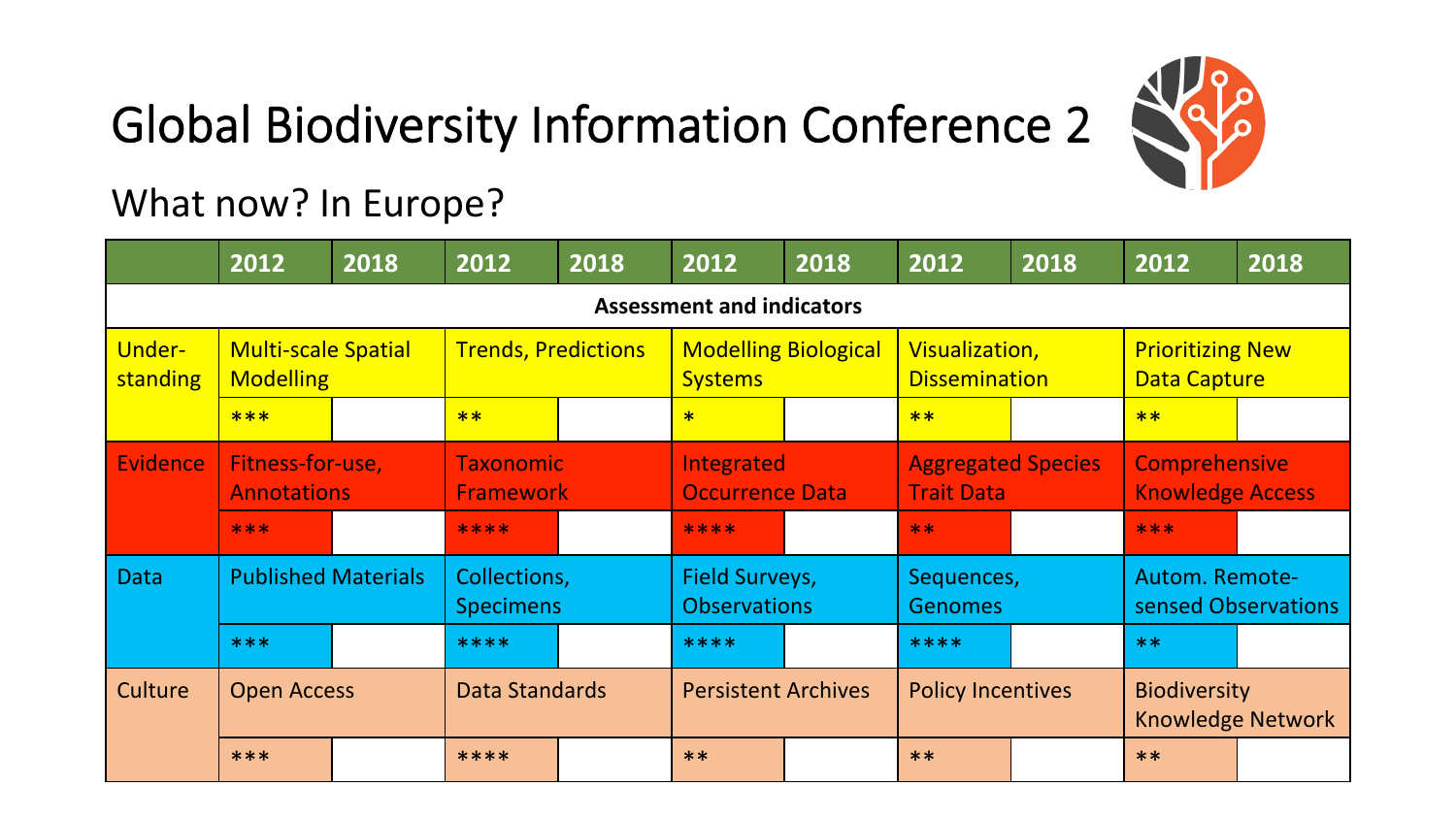# Global Biodiversity Information Conference 2

## What now? In Europe?

| | 2012 | 2018 | 2012 | 2018 | 2012 | 2018 | 2012 | 2018 | 2012 | 2018 |
|---|---|---|---|---|---|---|---|---|---|---|
| **Assessment and indicators** | | | | | | | | | | |
| Under-standing | Multi-scale Spatial Modelling | | Trends, Predictions | | Modelling Biological Systems | | Visualization, Dissemination | | Prioritizing New Data Capture | |
| | *** | | ** | | * | | ** | | ** | |
| Evidence | Fitness-for-use, Annotations | | Taxonomic Framework | | Integrated Occurrence Data | | Aggregated Species Trait Data | | Comprehensive Knowledge Access | |
| | *** | | **** | | **** | | ** | | *** | |
| Data | Published Materials | | Collections, Specimens | | Field Surveys, Observations | | Sequences, Genomes | | Autom. Remote-sensed Observations | |
| | *** | | **** | | **** | | **** | | ** | |
| Culture | Open Access | | Data Standards | | Persistent Archives | | Policy Incentives | | Biodiversity Knowledge Network | |
| | *** | | **** | | ** | | ** | | ** | |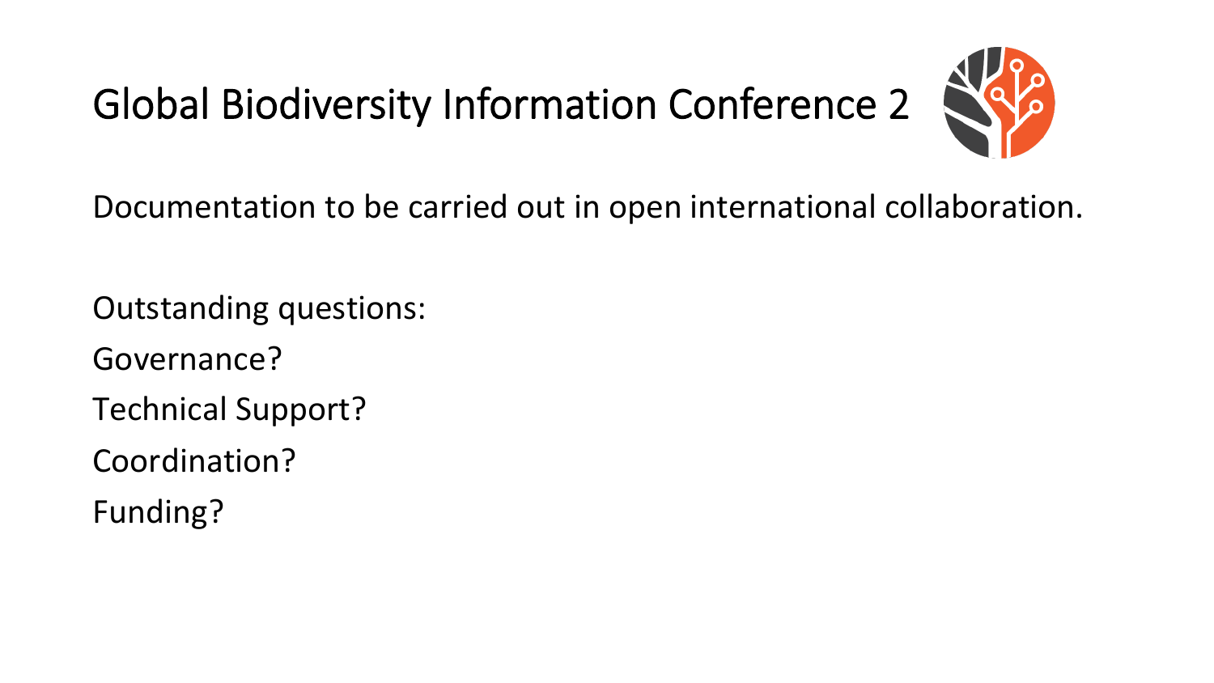# Global Biodiversity Information Conference 2

Documentation to be carried out in open international collaboration.

Outstanding questions:

Governance?

Technical Support?

Coordination?

Funding?